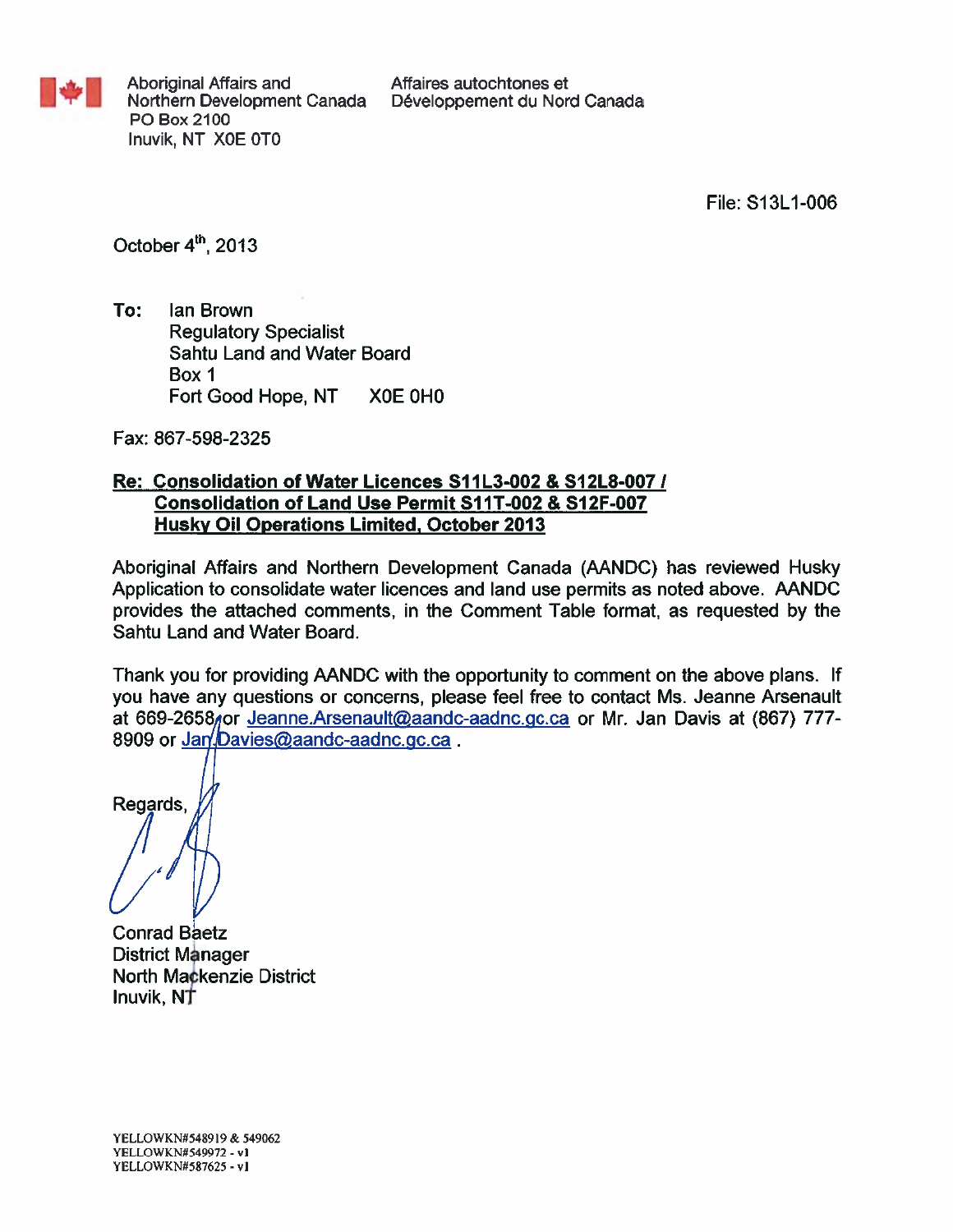Aboriginal Affairs and Northern Development Canada
PO Box 2100
Inuvik, NT X0E 0T0

Affaires autochtones et Développement du Nord Canada

File: S13L1-006

October 4th, 2013

**To:** Ian Brown
Regulatory Specialist
Sahtu Land and Water Board
Box 1
Fort Good Hope, NT X0E 0H0

Fax: 867-598-2325

**Re: Consolidation of Water Licences S11L3-002 & S12L8-007 / Consolidation of Land Use Permit S11T-002 & S12F-007 Husky Oil Operations Limited, October 2013**

Aboriginal Affairs and Northern Development Canada (AANDC) has reviewed Husky Application to consolidate water licences and land use permits as noted above. AANDC provides the attached comments, in the Comment Table format, as requested by the Sahtu Land and Water Board.

Thank you for providing AANDC with the opportunity to comment on the above plans. If you have any questions or concerns, please feel free to contact Ms. Jeanne Arsenault at 669-2658 or Jeanne.Arsenault@aandc-aadnc.gc.ca or Mr. Jan Davis at (867) 777-8909 or Jan.Davies@aandc-aadnc.gc.ca .

Regards,

Conrad Baetz
District Manager
North Mackenzie District
Inuvik, NT

YELLOWKN#548919 & 549062
YELLOWKN#549972 - v1
YELLOWKN#587625 - v1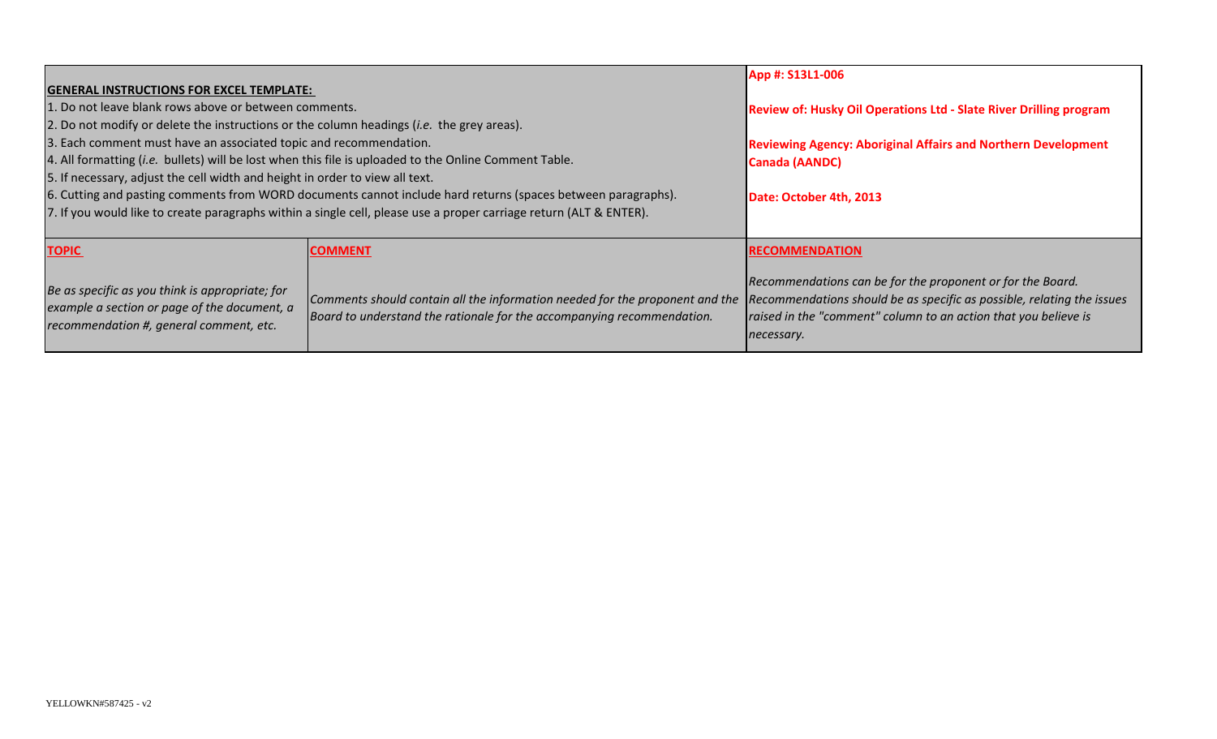| **GENERAL INSTRUCTIONS FOR EXCEL TEMPLATE:**<br>1. Do not leave blank rows above or between comments.<br>2. Do not modify or delete the instructions or the column headings (*i.e.* the grey areas).<br>3. Each comment must have an associated topic and recommendation.<br>4. All formatting (*i.e.* bullets) will be lost when this file is uploaded to the Online Comment Table.<br>5. If necessary, adjust the cell width and height in order to view all text.<br>6. Cutting and pasting comments from WORD documents cannot include hard returns (spaces between paragraphs).<br>7. If you would like to create paragraphs within a single cell, please use a proper carriage return (ALT & ENTER). | | **App #: S13L1-006**<br><br>**Review of: Husky Oil Operations Ltd - Slate River Drilling program**<br><br>**Reviewing Agency: Aboriginal Affairs and Northern Development Canada (AANDC)**<br><br>**Date: October 4th, 2013** |
|---|---|---|
| **TOPIC**<br><br>*Be as specific as you think is appropriate; for example a section or page of the document, a recommendation #, general comment, etc.* | **COMMENT**<br><br>*Comments should contain all the information needed for the proponent and the Board to understand the rationale for the accompanying recommendation.* | **RECOMMENDATION**<br><br>*Recommendations can be for the proponent or for the Board. Recommendations should be as specific as possible, relating the issues raised in the "comment" column to an action that you believe is necessary.* |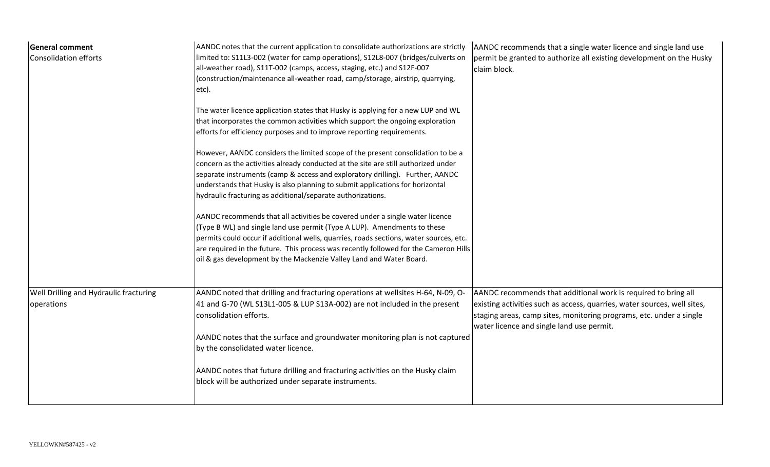| | | |
|---|---|---|
| **General comment**<br>Consolidation efforts | AANDC notes that the current application to consolidate authorizations are strictly limited to: S11L3-002 (water for camp operations), S12L8-007 (bridges/culverts on all-weather road), S11T-002 (camps, access, staging, etc.) and S12F-007 (construction/maintenance all-weather road, camp/storage, airstrip, quarrying, etc).<br><br>The water licence application states that Husky is applying for a new LUP and WL that incorporates the common activities which support the ongoing exploration efforts for efficiency purposes and to improve reporting requirements.<br><br>However, AANDC considers the limited scope of the present consolidation to be a concern as the activities already conducted at the site are still authorized under separate instruments (camp & access and exploratory drilling). Further, AANDC understands that Husky is also planning to submit applications for horizontal hydraulic fracturing as additional/separate authorizations.<br><br>AANDC recommends that all activities be covered under a single water licence (Type B WL) and single land use permit (Type A LUP). Amendments to these permits could occur if additional wells, quarries, roads sections, water sources, etc. are required in the future. This process was recently followed for the Cameron Hills oil & gas development by the Mackenzie Valley Land and Water Board. | AANDC recommends that a single water licence and single land use permit be granted to authorize all existing development on the Husky claim block. |
| Well Drilling and Hydraulic fracturing operations | AANDC noted that drilling and fracturing operations at wellsites H-64, N-09, O-41 and G-70 (WL S13L1-005 & LUP S13A-002) are not included in the present consolidation efforts.<br><br>AANDC notes that the surface and groundwater monitoring plan is not captured by the consolidated water licence.<br><br>AANDC notes that future drilling and fracturing activities on the Husky claim block will be authorized under separate instruments. | AANDC recommends that additional work is required to bring all existing activities such as access, quarries, water sources, well sites, staging areas, camp sites, monitoring programs, etc. under a single water licence and single land use permit. |

YELLOWKN#587425 - v2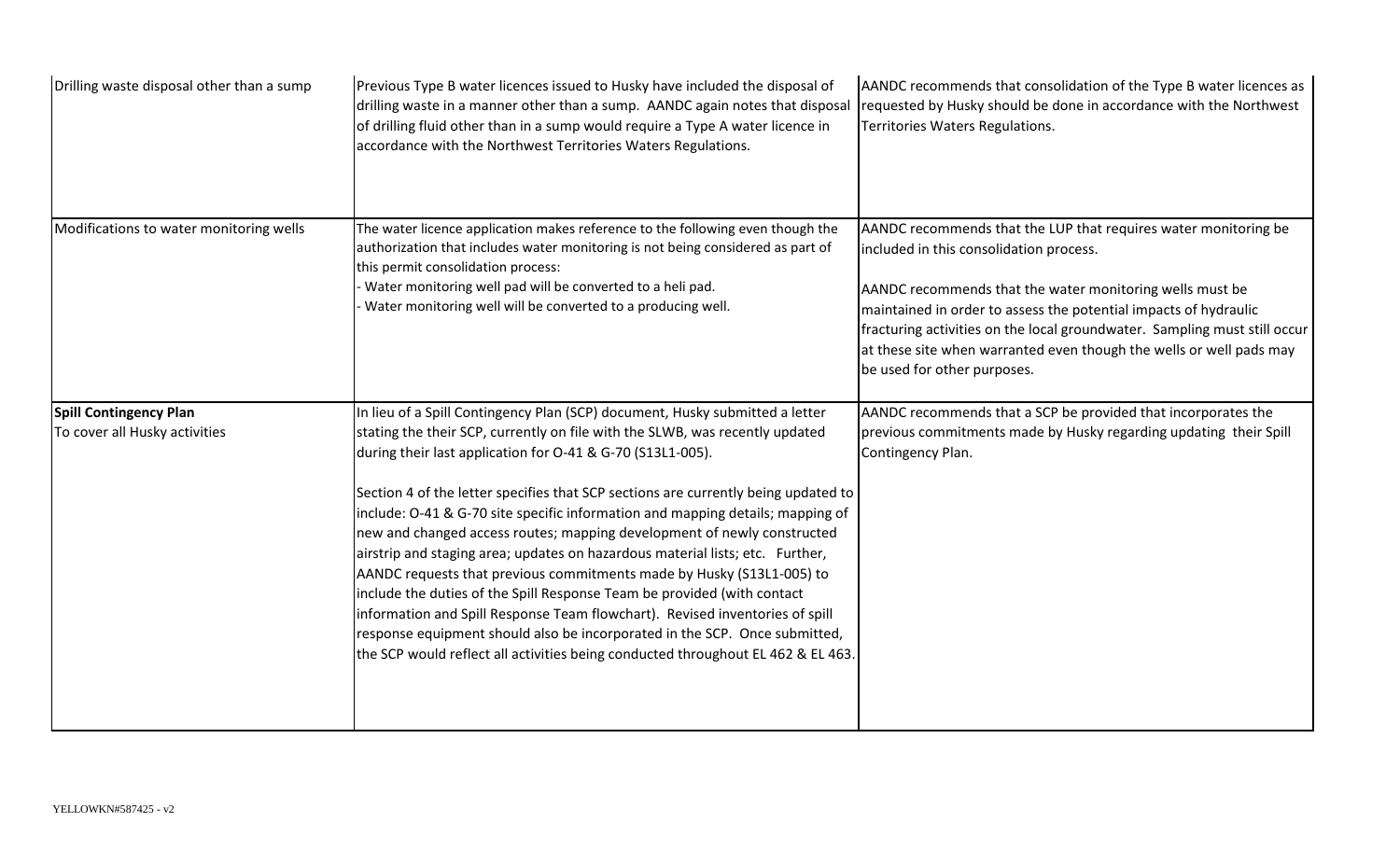| | | |
|---|---|---|
| Drilling waste disposal other than a sump | Previous Type B water licences issued to Husky have included the disposal of drilling waste in a manner other than a sump. AANDC again notes that disposal of drilling fluid other than in a sump would require a Type A water licence in accordance with the Northwest Territories Waters Regulations. | AANDC recommends that consolidation of the Type B water licences as requested by Husky should be done in accordance with the Northwest Territories Waters Regulations. |
| Modifications to water monitoring wells | The water licence application makes reference to the following even though the authorization that includes water monitoring is not being considered as part of this permit consolidation process:<br>- Water monitoring well pad will be converted to a heli pad.<br>- Water monitoring well will be converted to a producing well. | AANDC recommends that the LUP that requires water monitoring be included in this consolidation process.<br><br>AANDC recommends that the water monitoring wells must be maintained in order to assess the potential impacts of hydraulic fracturing activities on the local groundwater. Sampling must still occur at these site when warranted even though the wells or well pads may be used for other purposes. |
| **Spill Contingency Plan**<br>To cover all Husky activities | In lieu of a Spill Contingency Plan (SCP) document, Husky submitted a letter stating the their SCP, currently on file with the SLWB, was recently updated during their last application for O-41 & G-70 (S13L1-005).<br><br>Section 4 of the letter specifies that SCP sections are currently being updated to include: O-41 & G-70 site specific information and mapping details; mapping of new and changed access routes; mapping development of newly constructed airstrip and staging area; updates on hazardous material lists; etc. Further, AANDC requests that previous commitments made by Husky (S13L1-005) to include the duties of the Spill Response Team be provided (with contact information and Spill Response Team flowchart). Revised inventories of spill response equipment should also be incorporated in the SCP. Once submitted, the SCP would reflect all activities being conducted throughout EL 462 & EL 463. | AANDC recommends that a SCP be provided that incorporates the previous commitments made by Husky regarding updating their Spill Contingency Plan. |

YELLOWKN#587425 - v2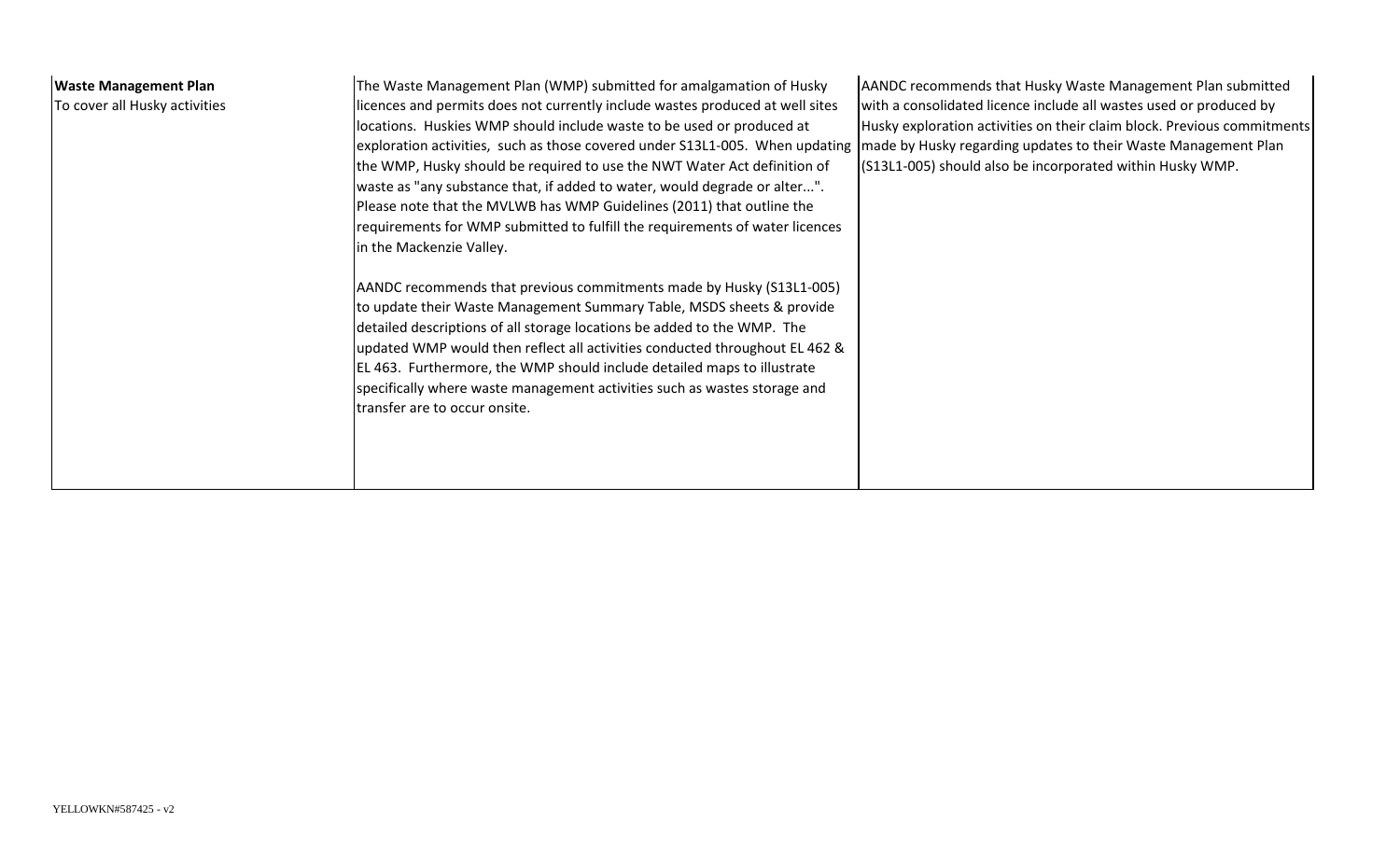| | | |
|---|---|---|
| **Waste Management Plan**<br>To cover all Husky activities | The Waste Management Plan (WMP) submitted for amalgamation of Husky licences and permits does not currently include wastes produced at well sites locations. Huskies WMP should include waste to be used or produced at exploration activities, such as those covered under S13L1-005. When updating the WMP, Husky should be required to use the NWT Water Act definition of waste as "any substance that, if added to water, would degrade or alter...". Please note that the MVLWB has WMP Guidelines (2011) that outline the requirements for WMP submitted to fulfill the requirements of water licences in the Mackenzie Valley.<br><br>AANDC recommends that previous commitments made by Husky (S13L1-005) to update their Waste Management Summary Table, MSDS sheets & provide detailed descriptions of all storage locations be added to the WMP. The updated WMP would then reflect all activities conducted throughout EL 462 & EL 463. Furthermore, the WMP should include detailed maps to illustrate specifically where waste management activities such as wastes storage and transfer are to occur onsite. | AANDC recommends that Husky Waste Management Plan submitted with a consolidated licence include all wastes used or produced by Husky exploration activities on their claim block. Previous commitments made by Husky regarding updates to their Waste Management Plan (S13L1-005) should also be incorporated within Husky WMP. |

YELLOWKN#587425 - v2